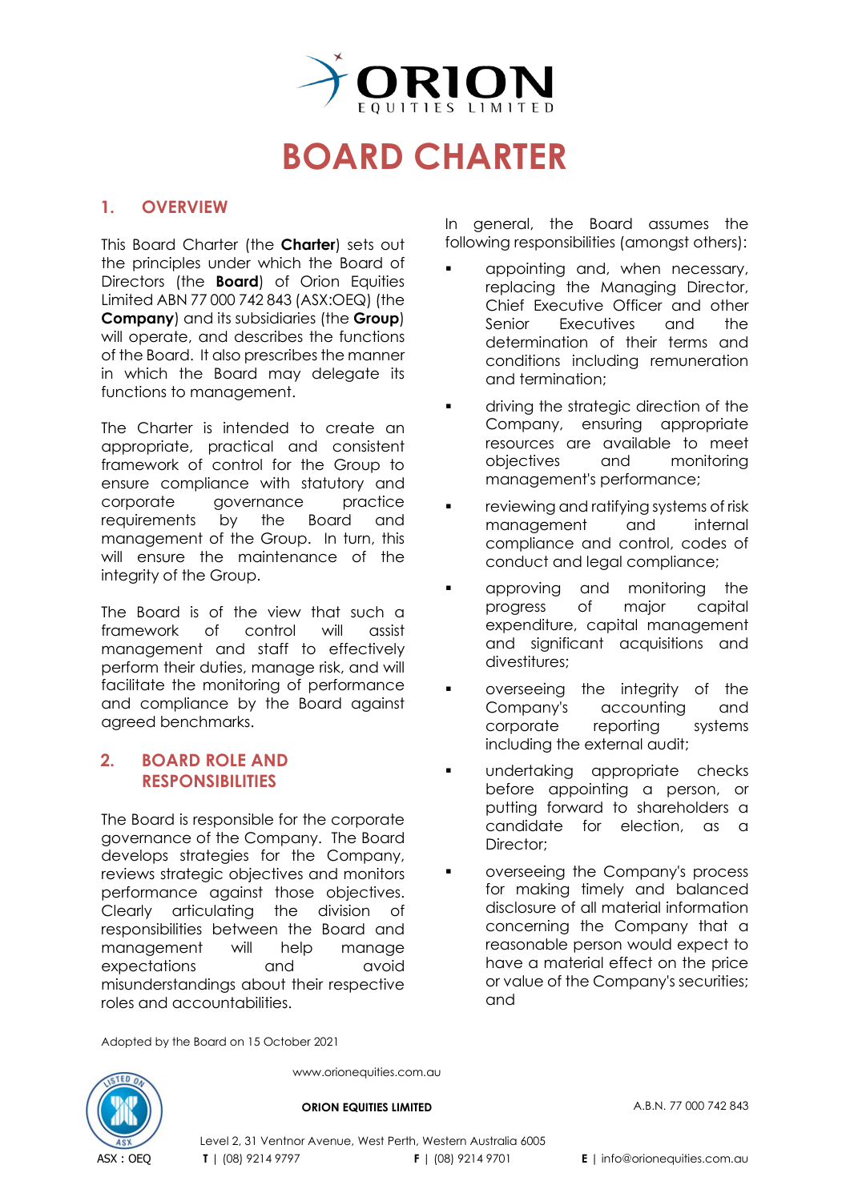# BOARD CHARTER

## 1. OVERVIEW

This Board Charter (the **Charter**) sets out the principles under which the Board of Directors (the **Board**) of Orion Equities Limited ABN 77 000 742 843 (ASX:OEQ) (the **Company**) and its subsidiaries (the **Group**) will operate, and describes the functions of the Board. It also prescribes the manner in which the Board may delegate its functions to management.

The Charter is intended to create an appropriate, practical and consistent framework of control for the Group to ensure compliance with statutory and corporate governance practice requirements by the Board and management of the Group. In turn, this will ensure the maintenance of the integrity of the Group.

The Board is of the view that such a framework of control will assist management and staff to effectively perform their duties, manage risk, and will facilitate the monitoring of performance and compliance by the Board against agreed benchmarks.

## 2. BOARD ROLE AND RESPONSIBILITIES

The Board is responsible for the corporate governance of the Company. The Board develops strategies for the Company, reviews strategic objectives and monitors performance against those objectives. Clearly articulating the division of responsibilities between the Board and management will help manage expectations and avoid misunderstandings about their respective roles and accountabilities.

In general, the Board assumes the following responsibilities (amongst others):

- appointing and, when necessary, replacing the Managing Director, Chief Executive Officer and other Senior Executives and the determination of their terms and conditions including remuneration and termination;
- driving the strategic direction of the Company, ensuring appropriate resources are available to meet objectives and monitoring management's performance;
- reviewing and ratifying systems of risk management and internal compliance and control, codes of conduct and legal compliance;
- approving and monitoring the progress of major capital expenditure, capital management and significant acquisitions and divestitures;
- overseeing the integrity of the Company's accounting and corporate reporting systems including the external audit;
- undertaking appropriate checks before appointing a person, or putting forward to shareholders a candidate for election, as a Director;
- overseeing the Company's process for making timely and balanced disclosure of all material information concerning the Company that a reasonable person would expect to have a material effect on the price or value of the Company's securities; and

Adopted by the Board on 15 October 2021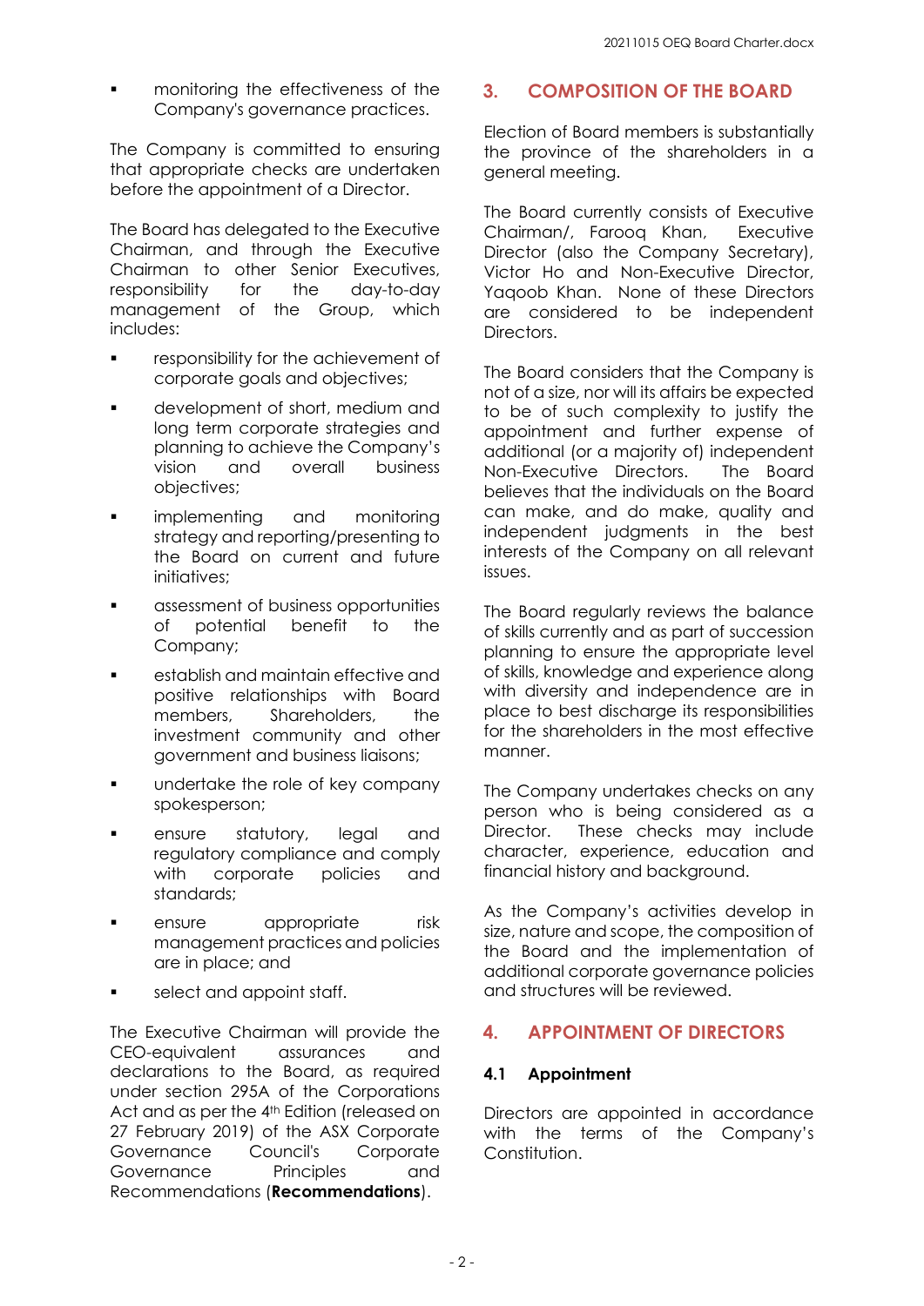- monitoring the effectiveness of the Company's governance practices.

The Company is committed to ensuring that appropriate checks are undertaken before the appointment of a Director.

The Board has delegated to the Executive Chairman, and through the Executive Chairman to other Senior Executives, responsibility for the day-to-day management of the Group, which includes:

- responsibility for the achievement of corporate goals and objectives;
- development of short, medium and long term corporate strategies and planning to achieve the Company's vision and overall business objectives;
- implementing and monitoring strategy and reporting/presenting to the Board on current and future initiatives;
- assessment of business opportunities of potential benefit to the Company;
- establish and maintain effective and positive relationships with Board members, Shareholders, the investment community and other government and business liaisons;
- undertake the role of key company spokesperson;
- ensure statutory, legal and regulatory compliance and comply with corporate policies and standards;
- ensure appropriate risk management practices and policies are in place; and
- select and appoint staff.

The Executive Chairman will provide the CEO-equivalent assurances and declarations to the Board, as required under section 295A of the Corporations Act and as per the 4th Edition (released on 27 February 2019) of the ASX Corporate Governance Council's Corporate Governance Principles and Recommendations (**Recommendations**).

## 3. COMPOSITION OF THE BOARD

Election of Board members is substantially the province of the shareholders in a general meeting.

The Board currently consists of Executive Chairman/, Farooq Khan, Executive Director (also the Company Secretary), Victor Ho and Non-Executive Director, Yaqoob Khan. None of these Directors are considered to be independent Directors.

The Board considers that the Company is not of a size, nor will its affairs be expected to be of such complexity to justify the appointment and further expense of additional (or a majority of) independent Non-Executive Directors. The Board believes that the individuals on the Board can make, and do make, quality and independent judgments in the best interests of the Company on all relevant issues.

The Board regularly reviews the balance of skills currently and as part of succession planning to ensure the appropriate level of skills, knowledge and experience along with diversity and independence are in place to best discharge its responsibilities for the shareholders in the most effective manner.

The Company undertakes checks on any person who is being considered as a Director. These checks may include character, experience, education and financial history and background.

As the Company's activities develop in size, nature and scope, the composition of the Board and the implementation of additional corporate governance policies and structures will be reviewed.

## 4. APPOINTMENT OF DIRECTORS

### 4.1 Appointment

Directors are appointed in accordance with the terms of the Company's Constitution.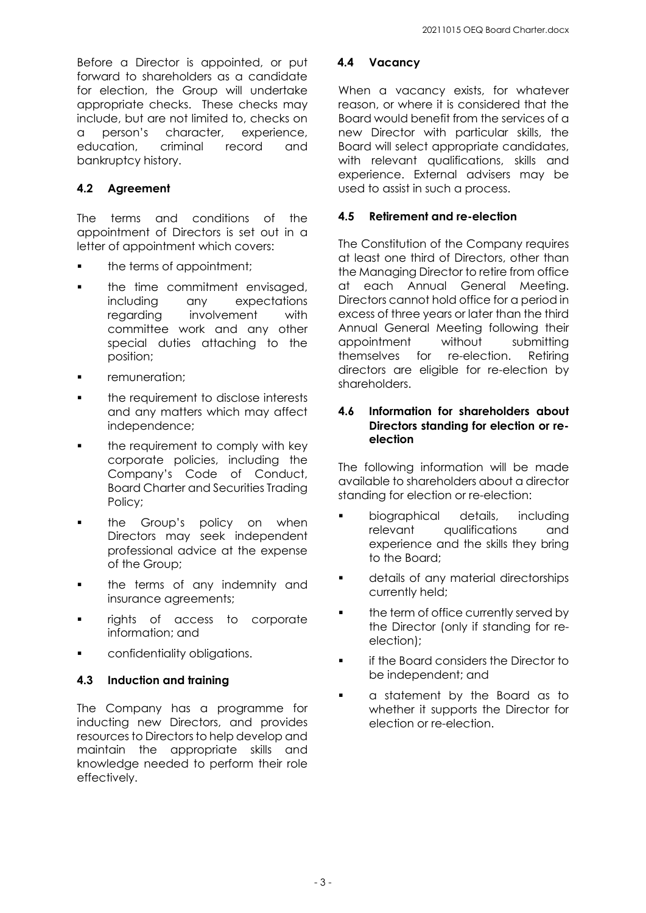Before a Director is appointed, or put forward to shareholders as a candidate for election, the Group will undertake appropriate checks. These checks may include, but are not limited to, checks on a person's character, experience, education, criminal record and bankruptcy history.

### 4.2 Agreement

The terms and conditions of the appointment of Directors is set out in a letter of appointment which covers:

- the terms of appointment;
- the time commitment envisaged, including any expectations regarding involvement with committee work and any other special duties attaching to the position;
- remuneration;
- the requirement to disclose interests and any matters which may affect independence;
- the requirement to comply with key corporate policies, including the Company's Code of Conduct, Board Charter and Securities Trading Policy;
- the Group's policy on when Directors may seek independent professional advice at the expense of the Group;
- the terms of any indemnity and insurance agreements;
- rights of access to corporate information; and
- confidentiality obligations.

### 4.3 Induction and training

The Company has a programme for inducting new Directors, and provides resources to Directors to help develop and maintain the appropriate skills and knowledge needed to perform their role effectively.

### 4.4 Vacancy

When a vacancy exists, for whatever reason, or where it is considered that the Board would benefit from the services of a new Director with particular skills, the Board will select appropriate candidates, with relevant qualifications, skills and experience. External advisers may be used to assist in such a process.

### 4.5 Retirement and re-election

The Constitution of the Company requires at least one third of Directors, other than the Managing Director to retire from office at each Annual General Meeting. Directors cannot hold office for a period in excess of three years or later than the third Annual General Meeting following their appointment without submitting themselves for re-election. Retiring directors are eligible for re-election by shareholders.

### 4.6 Information for shareholders about Directors standing for election or re-election

The following information will be made available to shareholders about a director standing for election or re-election:

- biographical details, including relevant qualifications and experience and the skills they bring to the Board;
- details of any material directorships currently held;
- the term of office currently served by the Director (only if standing for re-election);
- if the Board considers the Director to be independent; and
- a statement by the Board as to whether it supports the Director for election or re-election.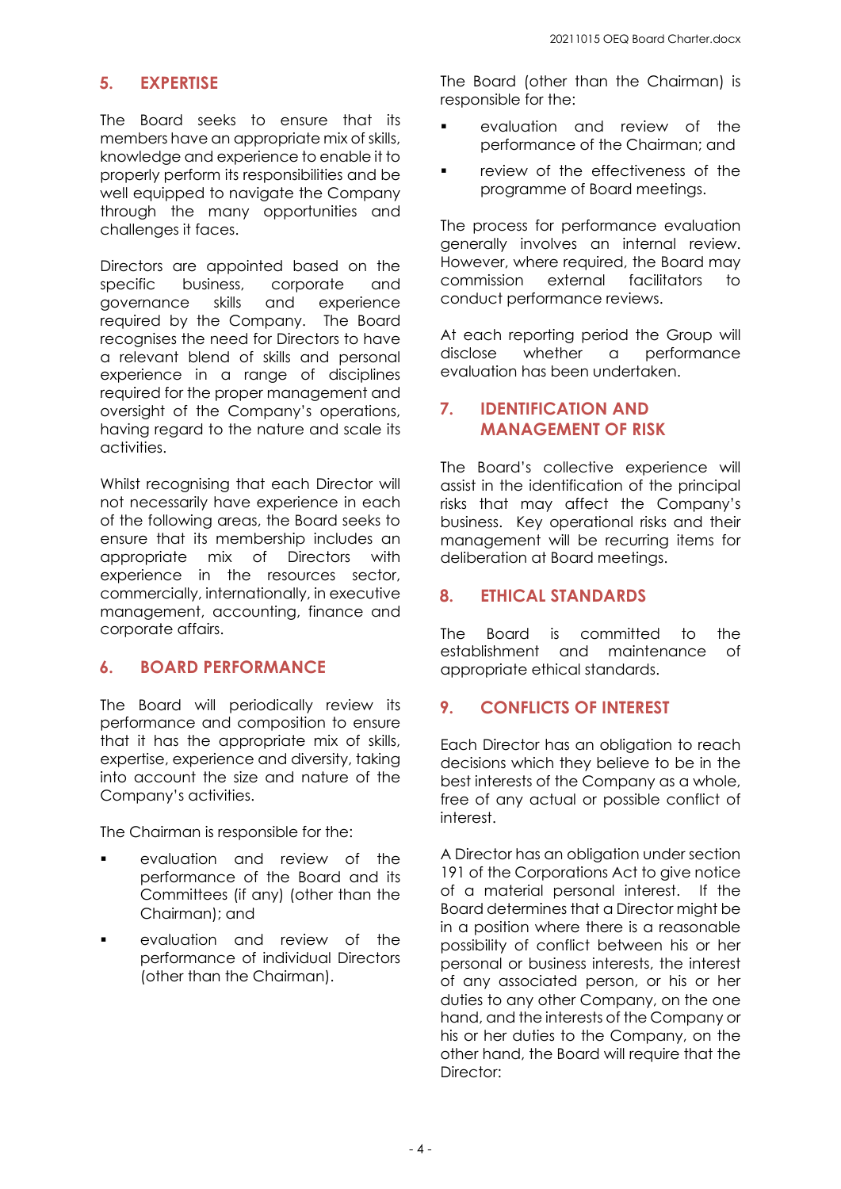## 5. EXPERTISE

The Board seeks to ensure that its members have an appropriate mix of skills, knowledge and experience to enable it to properly perform its responsibilities and be well equipped to navigate the Company through the many opportunities and challenges it faces.

Directors are appointed based on the specific business, corporate and governance skills and experience required by the Company. The Board recognises the need for Directors to have a relevant blend of skills and personal experience in a range of disciplines required for the proper management and oversight of the Company's operations, having regard to the nature and scale its activities.

Whilst recognising that each Director will not necessarily have experience in each of the following areas, the Board seeks to ensure that its membership includes an appropriate mix of Directors with experience in the resources sector, commercially, internationally, in executive management, accounting, finance and corporate affairs.

## 6. BOARD PERFORMANCE

The Board will periodically review its performance and composition to ensure that it has the appropriate mix of skills, expertise, experience and diversity, taking into account the size and nature of the Company's activities.

The Chairman is responsible for the:

- evaluation and review of the performance of the Board and its Committees (if any) (other than the Chairman); and
- evaluation and review of the performance of individual Directors (other than the Chairman).

The Board (other than the Chairman) is responsible for the:

- evaluation and review of the performance of the Chairman; and
- review of the effectiveness of the programme of Board meetings.

The process for performance evaluation generally involves an internal review. However, where required, the Board may commission external facilitators to conduct performance reviews.

At each reporting period the Group will disclose whether a performance evaluation has been undertaken.

## 7. IDENTIFICATION AND MANAGEMENT OF RISK

The Board's collective experience will assist in the identification of the principal risks that may affect the Company's business. Key operational risks and their management will be recurring items for deliberation at Board meetings.

## 8. ETHICAL STANDARDS

The Board is committed to the establishment and maintenance of appropriate ethical standards.

## 9. CONFLICTS OF INTEREST

Each Director has an obligation to reach decisions which they believe to be in the best interests of the Company as a whole, free of any actual or possible conflict of interest.

A Director has an obligation under section 191 of the Corporations Act to give notice of a material personal interest. If the Board determines that a Director might be in a position where there is a reasonable possibility of conflict between his or her personal or business interests, the interest of any associated person, or his or her duties to any other Company, on the one hand, and the interests of the Company or his or her duties to the Company, on the other hand, the Board will require that the Director: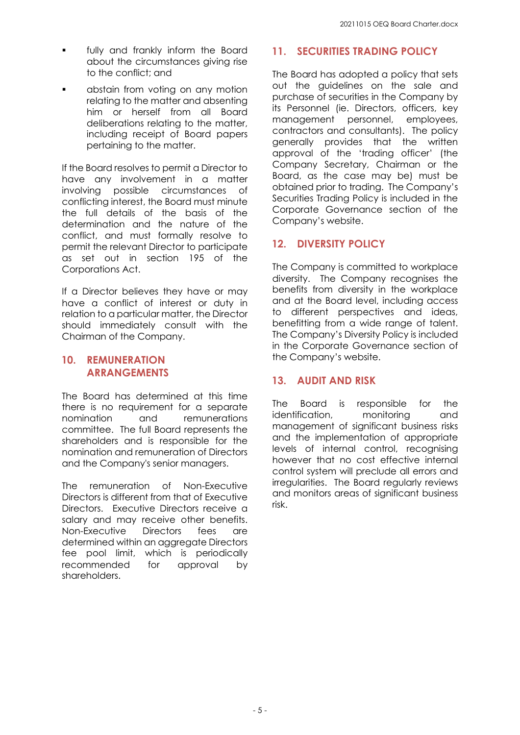- fully and frankly inform the Board about the circumstances giving rise to the conflict; and
- abstain from voting on any motion relating to the matter and absenting him or herself from all Board deliberations relating to the matter, including receipt of Board papers pertaining to the matter.

If the Board resolves to permit a Director to have any involvement in a matter involving possible circumstances of conflicting interest, the Board must minute the full details of the basis of the determination and the nature of the conflict, and must formally resolve to permit the relevant Director to participate as set out in section 195 of the Corporations Act.

If a Director believes they have or may have a conflict of interest or duty in relation to a particular matter, the Director should immediately consult with the Chairman of the Company.

## 10. REMUNERATION ARRANGEMENTS

The Board has determined at this time there is no requirement for a separate nomination and remunerations committee. The full Board represents the shareholders and is responsible for the nomination and remuneration of Directors and the Company's senior managers.

The remuneration of Non-Executive Directors is different from that of Executive Directors. Executive Directors receive a salary and may receive other benefits. Non-Executive Directors fees are determined within an aggregate Directors fee pool limit, which is periodically recommended for approval by shareholders.

## 11. SECURITIES TRADING POLICY

The Board has adopted a policy that sets out the guidelines on the sale and purchase of securities in the Company by its Personnel (ie. Directors, officers, key management personnel, employees, contractors and consultants). The policy generally provides that the written approval of the 'trading officer' (the Company Secretary, Chairman or the Board, as the case may be) must be obtained prior to trading. The Company's Securities Trading Policy is included in the Corporate Governance section of the Company's website.

## 12. DIVERSITY POLICY

The Company is committed to workplace diversity. The Company recognises the benefits from diversity in the workplace and at the Board level, including access to different perspectives and ideas, benefitting from a wide range of talent. The Company's Diversity Policy is included in the Corporate Governance section of the Company's website.

## 13. AUDIT AND RISK

The Board is responsible for the identification, monitoring and management of significant business risks and the implementation of appropriate levels of internal control, recognising however that no cost effective internal control system will preclude all errors and irregularities. The Board regularly reviews and monitors areas of significant business risk.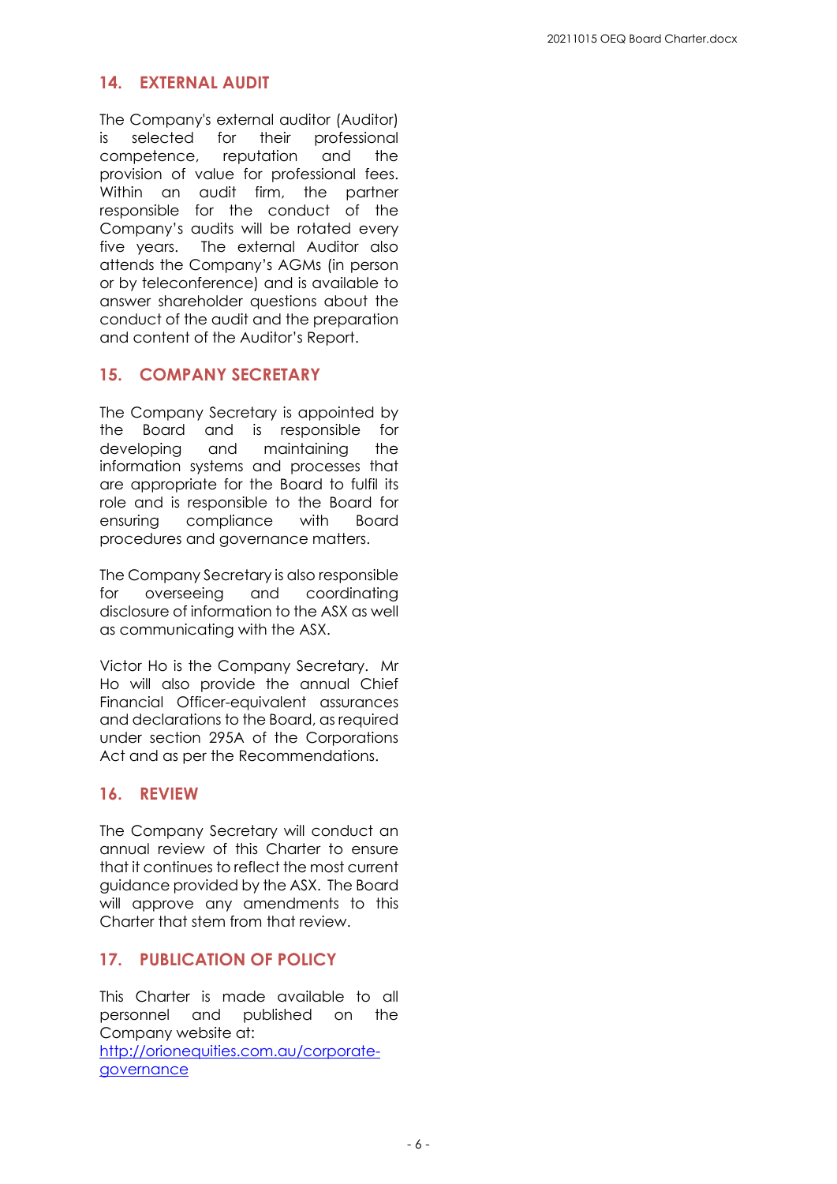## 14. EXTERNAL AUDIT

The Company's external auditor (Auditor) is selected for their professional competence, reputation and the provision of value for professional fees. Within an audit firm, the partner responsible for the conduct of the Company's audits will be rotated every five years. The external Auditor also attends the Company's AGMs (in person or by teleconference) and is available to answer shareholder questions about the conduct of the audit and the preparation and content of the Auditor's Report.

## 15. COMPANY SECRETARY

The Company Secretary is appointed by the Board and is responsible for developing and maintaining the information systems and processes that are appropriate for the Board to fulfil its role and is responsible to the Board for ensuring compliance with Board procedures and governance matters.

The Company Secretary is also responsible for overseeing and coordinating disclosure of information to the ASX as well as communicating with the ASX.

Victor Ho is the Company Secretary. Mr Ho will also provide the annual Chief Financial Officer-equivalent assurances and declarations to the Board, as required under section 295A of the Corporations Act and as per the Recommendations.

## 16. REVIEW

The Company Secretary will conduct an annual review of this Charter to ensure that it continues to reflect the most current guidance provided by the ASX. The Board will approve any amendments to this Charter that stem from that review.

## 17. PUBLICATION OF POLICY

This Charter is made available to all personnel and published on the Company website at: [http://orionequities.com.au/corporate-governance](http://orionequities.com.au/corporate-governance)